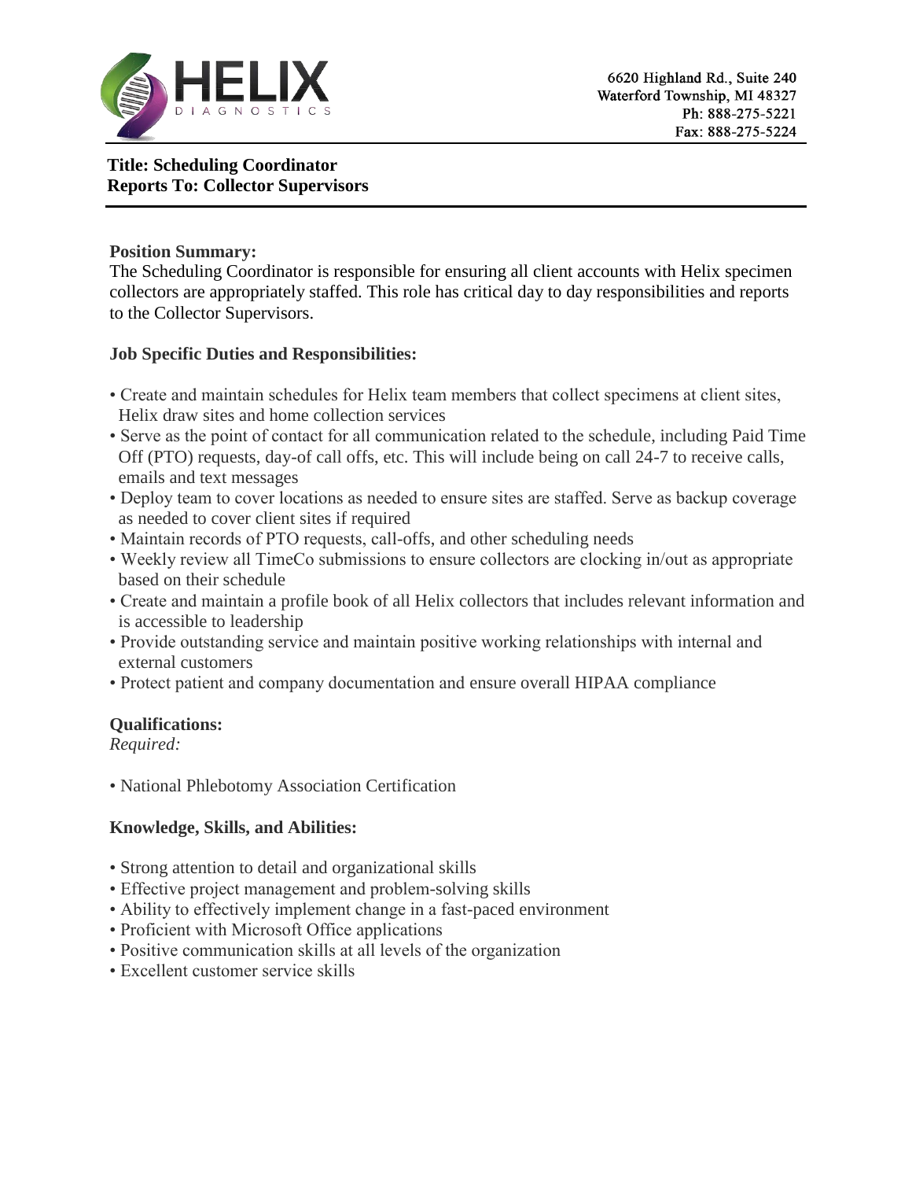HELIX DIAGNOSTICS

6620 Highland Rd., Suite 240
Waterford Township, MI 48327
Ph: 888-275-5221
Fax: 888-275-5224

**Title: Scheduling Coordinator**
**Reports To: Collector Supervisors**

**Position Summary:**
The Scheduling Coordinator is responsible for ensuring all client accounts with Helix specimen collectors are appropriately staffed. This role has critical day to day responsibilities and reports to the Collector Supervisors.

**Job Specific Duties and Responsibilities:**

- Create and maintain schedules for Helix team members that collect specimens at client sites, Helix draw sites and home collection services
- Serve as the point of contact for all communication related to the schedule, including Paid Time Off (PTO) requests, day-of call offs, etc. This will include being on call 24-7 to receive calls, emails and text messages
- Deploy team to cover locations as needed to ensure sites are staffed. Serve as backup coverage as needed to cover client sites if required
- Maintain records of PTO requests, call-offs, and other scheduling needs
- Weekly review all TimeCo submissions to ensure collectors are clocking in/out as appropriate based on their schedule
- Create and maintain a profile book of all Helix collectors that includes relevant information and is accessible to leadership
- Provide outstanding service and maintain positive working relationships with internal and external customers
- Protect patient and company documentation and ensure overall HIPAA compliance

**Qualifications:**
*Required:*

- National Phlebotomy Association Certification

**Knowledge, Skills, and Abilities:**

- Strong attention to detail and organizational skills
- Effective project management and problem-solving skills
- Ability to effectively implement change in a fast-paced environment
- Proficient with Microsoft Office applications
- Positive communication skills at all levels of the organization
- Excellent customer service skills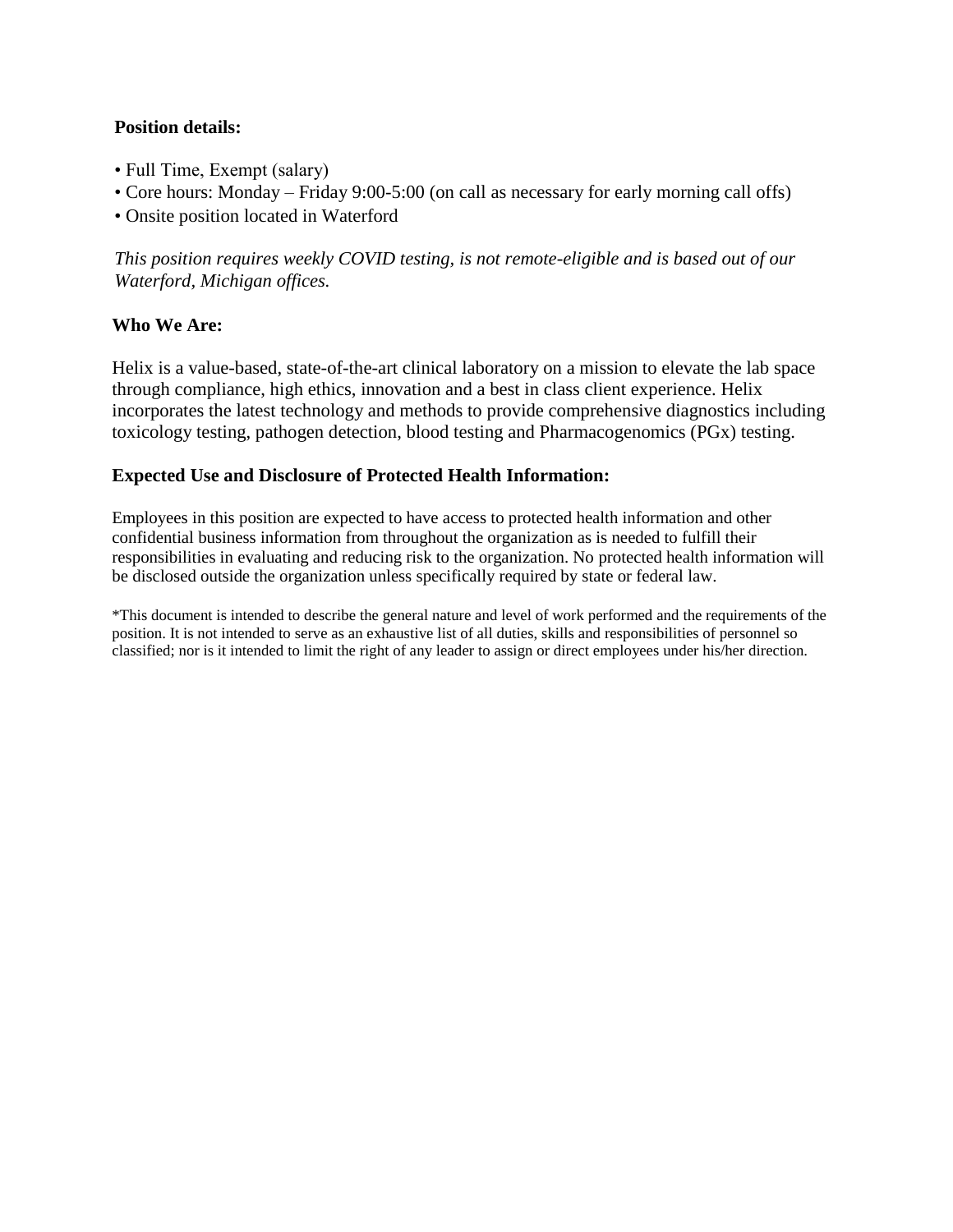**Position details:**

- Full Time, Exempt (salary)
- Core hours: Monday – Friday 9:00-5:00 (on call as necessary for early morning call offs)
- Onsite position located in Waterford

*This position requires weekly COVID testing, is not remote-eligible and is based out of our Waterford, Michigan offices.*

**Who We Are:**

Helix is a value-based, state-of-the-art clinical laboratory on a mission to elevate the lab space through compliance, high ethics, innovation and a best in class client experience. Helix incorporates the latest technology and methods to provide comprehensive diagnostics including toxicology testing, pathogen detection, blood testing and Pharmacogenomics (PGx) testing.

**Expected Use and Disclosure of Protected Health Information:**

Employees in this position are expected to have access to protected health information and other confidential business information from throughout the organization as is needed to fulfill their responsibilities in evaluating and reducing risk to the organization. No protected health information will be disclosed outside the organization unless specifically required by state or federal law.

*This document is intended to describe the general nature and level of work performed and the requirements of the position. It is not intended to serve as an exhaustive list of all duties, skills and responsibilities of personnel so classified; nor is it intended to limit the right of any leader to assign or direct employees under his/her direction.